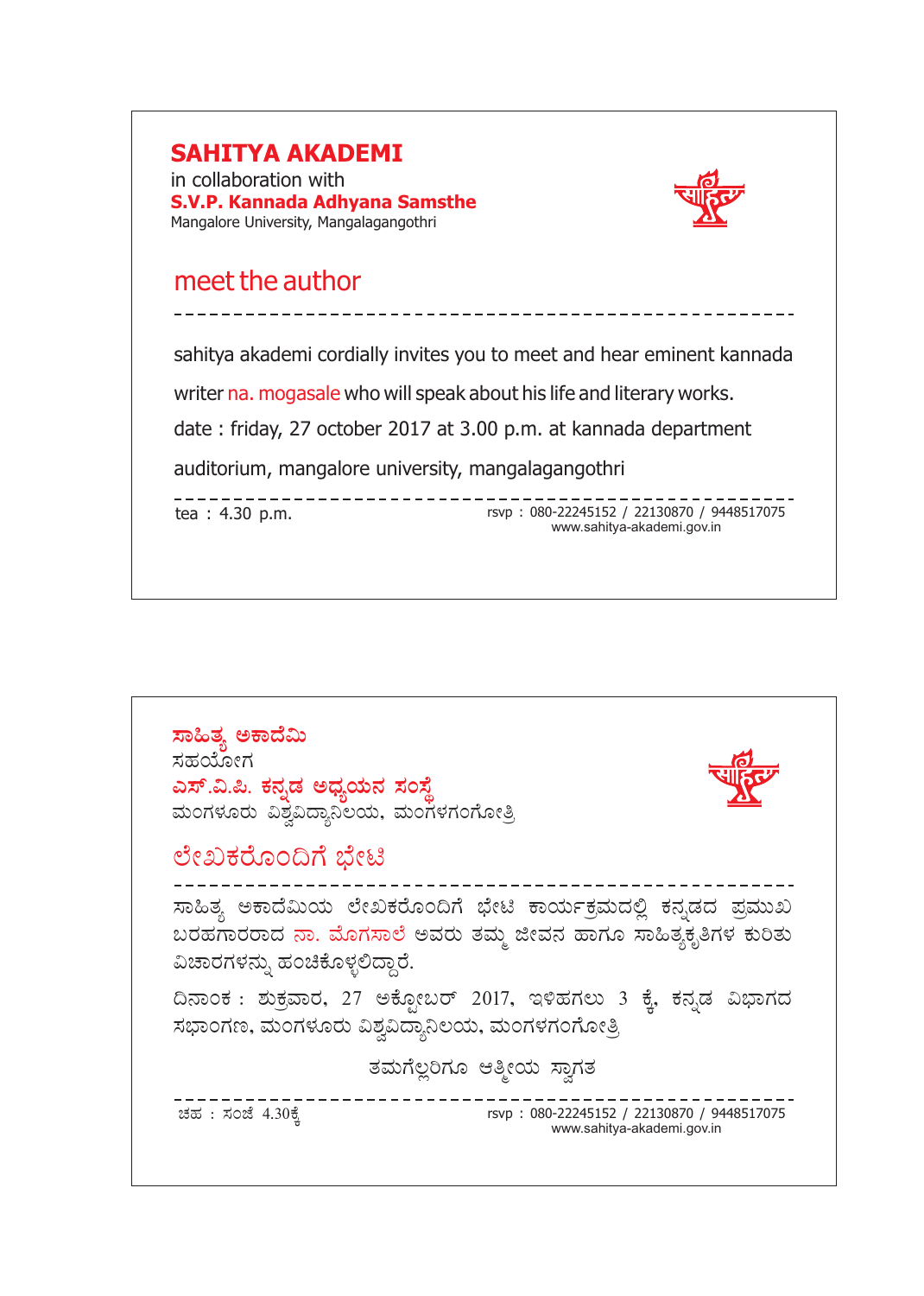**SAHITYA AKADEMI**

in collaboration with

**S.V.P. Kannada Adhyana Samsthe**

Mangalore University, Mangalagangothri

## meet the author

---

sahitya akademi cordially invites you to meet and hear eminent kannada writer na. mogasale who will speak about his life and literary works.

date : friday, 27 october 2017 at 3.00 p.m. at kannada department auditorium, mangalore university, mangalagangothri

---

tea : 4.30 p.m.

rsvp : 080-22245152 / 22130870 / 9448517075
www.sahitya-akademi.gov.in

---

**ಸಾಹಿತ್ಯ ಅಕಾದೆಮಿ**

ಸಹಯೋಗ

**ಎಸ್.ವಿ.ಪಿ. ಕನ್ನಡ ಅಧ್ಯಯನ ಸಂಸ್ಥೆ**

ಮಂಗಳೂರು ವಿಶ್ವವಿದ್ಯಾನಿಲಯ, ಮಂಗಳಗಂಗೋತ್ರಿ

## ಲೇಖಕರೊಂದಿಗೆ ಭೇಟಿ

---

ಸಾಹಿತ್ಯ ಅಕಾದೆಮಿಯ ಲೇಖಕರೊಂದಿಗೆ ಭೇಟಿ ಕಾರ್ಯಕ್ರಮದಲ್ಲಿ ಕನ್ನಡದ ಪ್ರಮುಖ ಬರಹಗಾರರಾದ ನಾ. ಮೊಗಸಾಲೆ ಅವರು ತಮ್ಮ ಜೀವನ ಹಾಗೂ ಸಾಹಿತ್ಯಕೃತಿಗಳ ಕುರಿತು ವಿಚಾರಗಳನ್ನು ಹಂಚಿಕೊಳ್ಳಲಿದ್ದಾರೆ.

ದಿನಾಂಕ : ಶುಕ್ರವಾರ, 27 ಅಕ್ಟೋಬರ್ 2017, ಇಳಿಹಗಲು 3 ಕ್ಕೆ, ಕನ್ನಡ ವಿಭಾಗದ ಸಭಾಂಗಣ, ಮಂಗಳೂರು ವಿಶ್ವವಿದ್ಯಾನಿಲಯ, ಮಂಗಳಗಂಗೋತ್ರಿ

ತಮಗೆಲ್ಲರಿಗೂ ಆತ್ಮೀಯ ಸ್ವಾಗತ

---

ಚಹ : ಸಂಜೆ 4.30ಕ್ಕೆ

rsvp : 080-22245152 / 22130870 / 9448517075
www.sahitya-akademi.gov.in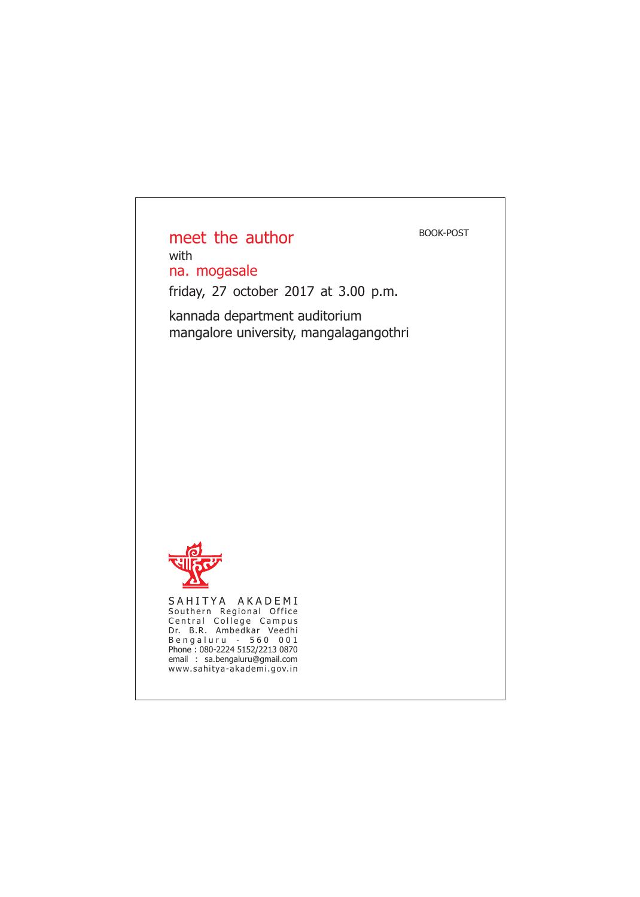BOOK-POST

# meet the author

with

## na. mogasale

friday, 27 october 2017 at 3.00 p.m.

kannada department auditorium
mangalore university, mangalagangothri

SAHITYA AKADEMI
Southern Regional Office
Central College Campus
Dr. B.R. Ambedkar Veedhi
Bengaluru - 560 001
Phone : 080-2224 5152/2213 0870
email : sa.bengaluru@gmail.com
www.sahitya-akademi.gov.in